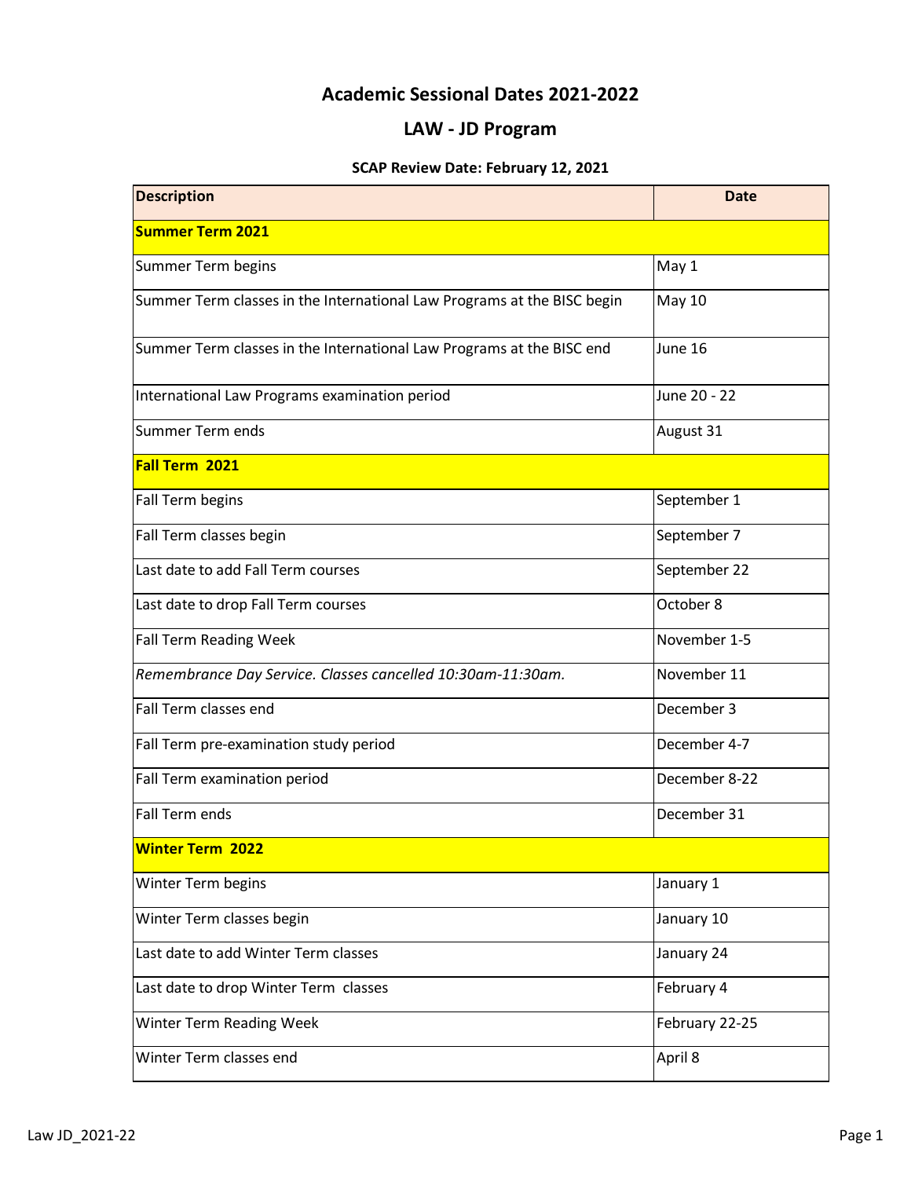# Academic Sessional Dates 2021-2022

## LAW - JD Program

**SCAP Review Date: February 12, 2021**

| Description | Date |
|---|---|
| **Summer Term 2021** | |
| Summer Term begins | May 1 |
| Summer Term classes in the International Law Programs at the BISC begin | May 10 |
| Summer Term classes in the International Law Programs at the BISC end | June 16 |
| International Law Programs examination period | June 20 - 22 |
| Summer Term ends | August 31 |
| **Fall Term 2021** | |
| Fall Term begins | September 1 |
| Fall Term classes begin | September 7 |
| Last date to add Fall Term courses | September 22 |
| Last date to drop Fall Term courses | October 8 |
| Fall Term Reading Week | November 1-5 |
| *Remembrance Day Service. Classes cancelled 10:30am-11:30am.* | November 11 |
| Fall Term classes end | December 3 |
| Fall Term pre-examination study period | December 4-7 |
| Fall Term examination period | December 8-22 |
| Fall Term ends | December 31 |
| **Winter Term 2022** | |
| Winter Term begins | January 1 |
| Winter Term classes begin | January 10 |
| Last date to add Winter Term classes | January 24 |
| Last date to drop Winter Term classes | February 4 |
| Winter Term Reading Week | February 22-25 |
| Winter Term classes end | April 8 |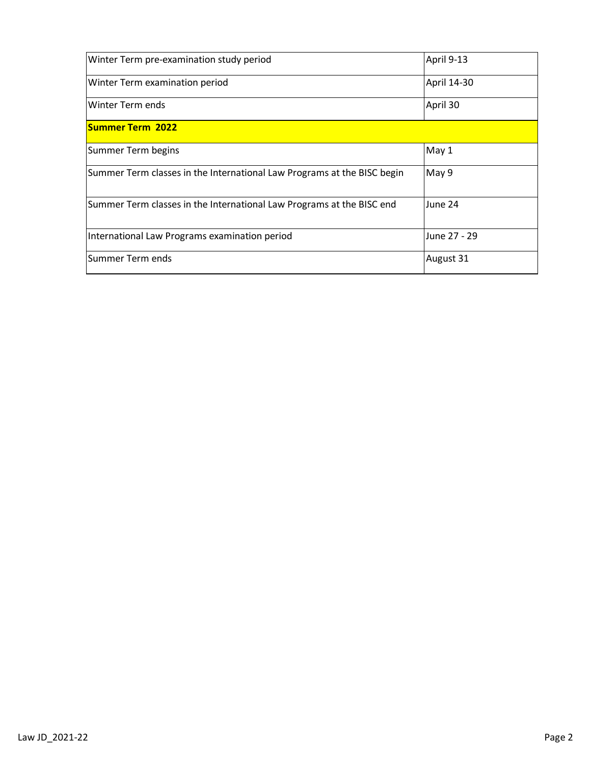| | |
|---|---|
| Winter Term pre-examination study period | April 9-13 |
| Winter Term examination period | April 14-30 |
| Winter Term ends | April 30 |
| **Summer Term 2022** | |
| Summer Term begins | May 1 |
| Summer Term classes in the International Law Programs at the BISC begin | May 9 |
| Summer Term classes in the International Law Programs at the BISC end | June 24 |
| International Law Programs examination period | June 27 - 29 |
| Summer Term ends | August 31 |